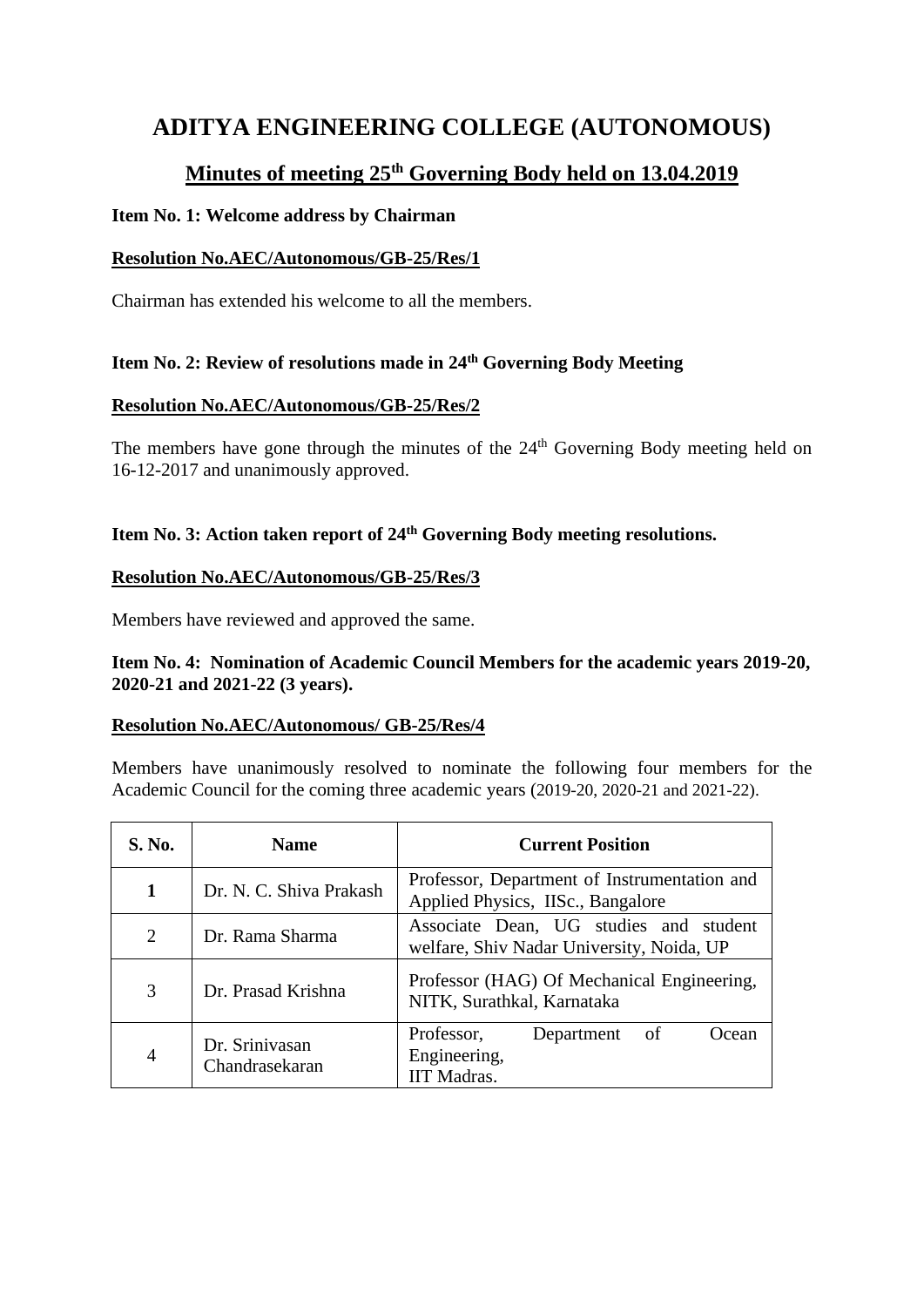# ADITYA ENGINEERING COLLEGE (AUTONOMOUS)

## Minutes of meeting 25th Governing Body held on 13.04.2019

**Item No. 1: Welcome address by Chairman**

**Resolution No.AEC/Autonomous/GB-25/Res/1**

Chairman has extended his welcome to all the members.

**Item No. 2: Review of resolutions made in 24th Governing Body Meeting**

**Resolution No.AEC/Autonomous/GB-25/Res/2**

The members have gone through the minutes of the 24th Governing Body meeting held on 16-12-2017 and unanimously approved.

**Item No. 3: Action taken report of 24th Governing Body meeting resolutions.**

**Resolution No.AEC/Autonomous/GB-25/Res/3**

Members have reviewed and approved the same.

**Item No. 4: Nomination of Academic Council Members for the academic years 2019-20, 2020-21 and 2021-22 (3 years).**

**Resolution No.AEC/Autonomous/ GB-25/Res/4**

Members have unanimously resolved to nominate the following four members for the Academic Council for the coming three academic years (2019-20, 2020-21 and 2021-22).

| S. No. | Name | Current Position |
|---|---|---|
| **1** | Dr. N. C. Shiva Prakash | Professor, Department of Instrumentation and Applied Physics, IISc., Bangalore |
| 2 | Dr. Rama Sharma | Associate Dean, UG studies and student welfare, Shiv Nadar University, Noida, UP |
| 3 | Dr. Prasad Krishna | Professor (HAG) Of Mechanical Engineering, NITK, Surathkal, Karnataka |
| 4 | Dr. Srinivasan Chandrasekaran | Professor, Department of Ocean Engineering, IIT Madras. |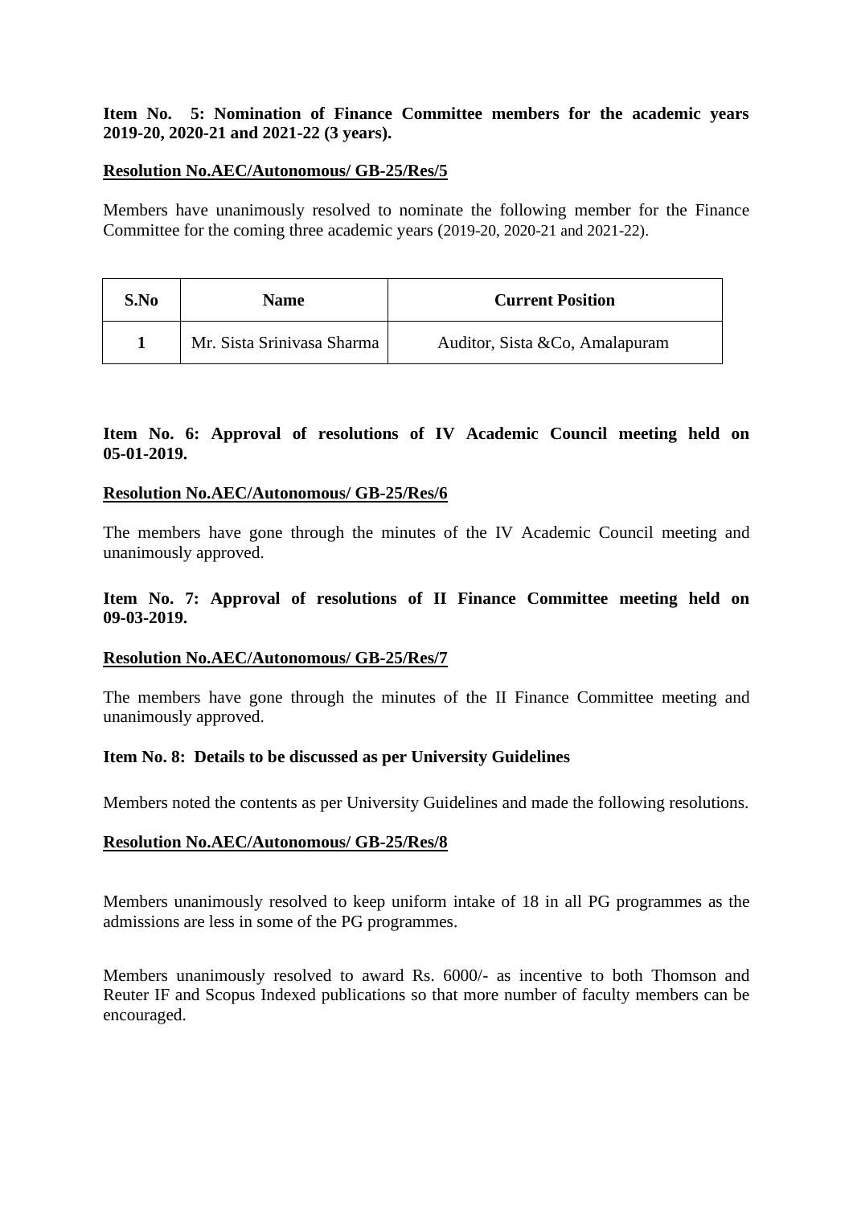**Item No. 5: Nomination of Finance Committee members for the academic years 2019-20, 2020-21 and 2021-22 (3 years).**

**Resolution No.AEC/Autonomous/ GB-25/Res/5**

Members have unanimously resolved to nominate the following member for the Finance Committee for the coming three academic years (2019-20, 2020-21 and 2021-22).

| S.No | Name | Current Position |
|---|---|---|
| 1 | Mr. Sista Srinivasa Sharma | Auditor, Sista &Co, Amalapuram |

**Item No. 6: Approval of resolutions of IV Academic Council meeting held on 05-01-2019.**

**Resolution No.AEC/Autonomous/ GB-25/Res/6**

The members have gone through the minutes of the IV Academic Council meeting and unanimously approved.

**Item No. 7: Approval of resolutions of II Finance Committee meeting held on 09-03-2019.**

**Resolution No.AEC/Autonomous/ GB-25/Res/7**

The members have gone through the minutes of the II Finance Committee meeting and unanimously approved.

**Item No. 8: Details to be discussed as per University Guidelines**

Members noted the contents as per University Guidelines and made the following resolutions.

**Resolution No.AEC/Autonomous/ GB-25/Res/8**

Members unanimously resolved to keep uniform intake of 18 in all PG programmes as the admissions are less in some of the PG programmes.

Members unanimously resolved to award Rs. 6000/- as incentive to both Thomson and Reuter IF and Scopus Indexed publications so that more number of faculty members can be encouraged.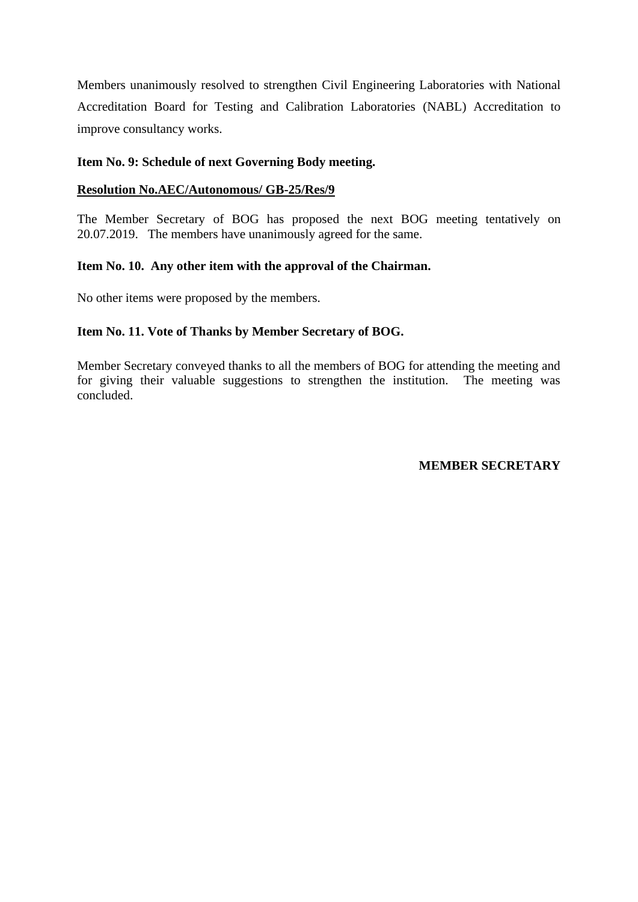Members unanimously resolved to strengthen Civil Engineering Laboratories with National Accreditation Board for Testing and Calibration Laboratories (NABL) Accreditation to improve consultancy works.

**Item No. 9: Schedule of next Governing Body meeting.**

**<u>Resolution No.AEC/Autonomous/ GB-25/Res/9</u>**

The Member Secretary of BOG has proposed the next BOG meeting tentatively on 20.07.2019. The members have unanimously agreed for the same.

**Item No. 10. Any other item with the approval of the Chairman.**

No other items were proposed by the members.

**Item No. 11. Vote of Thanks by Member Secretary of BOG.**

Member Secretary conveyed thanks to all the members of BOG for attending the meeting and for giving their valuable suggestions to strengthen the institution. The meeting was concluded.

**MEMBER SECRETARY**